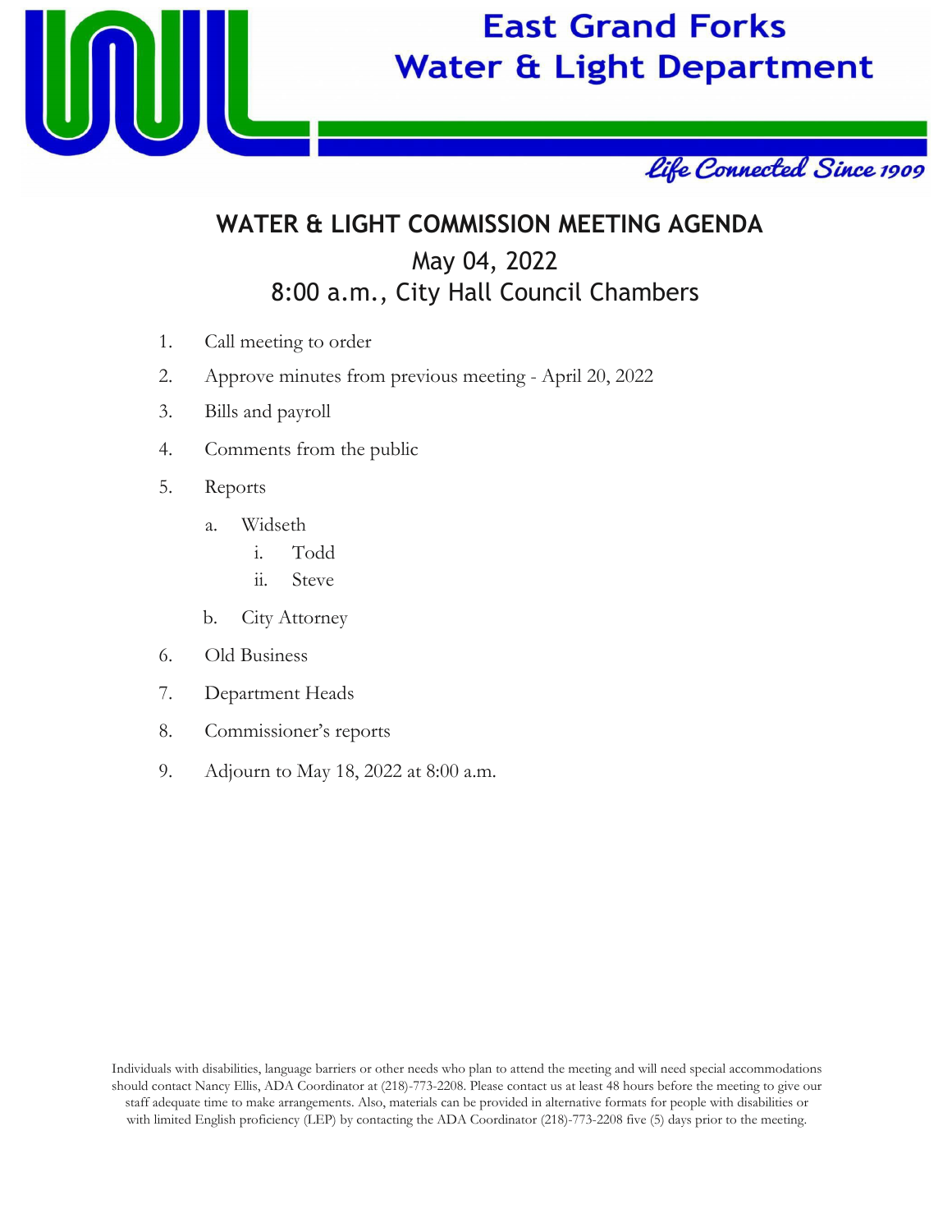# East Grand Forks Water & Light Department

*Life Connected Since 1909*

## WATER & LIGHT COMMISSION MEETING AGENDA

May 04, 2022

8:00 a.m., City Hall Council Chambers

1. Call meeting to order
2. Approve minutes from previous meeting - April 20, 2022
3. Bills and payroll
4. Comments from the public
5. Reports
   a. Widseth
      i. Todd
      ii. Steve
   b. City Attorney
6. Old Business
7. Department Heads
8. Commissioner's reports
9. Adjourn to May 18, 2022 at 8:00 a.m.

Individuals with disabilities, language barriers or other needs who plan to attend the meeting and will need special accommodations should contact Nancy Ellis, ADA Coordinator at (218)-773-2208. Please contact us at least 48 hours before the meeting to give our staff adequate time to make arrangements. Also, materials can be provided in alternative formats for people with disabilities or with limited English proficiency (LEP) by contacting the ADA Coordinator (218)-773-2208 five (5) days prior to the meeting.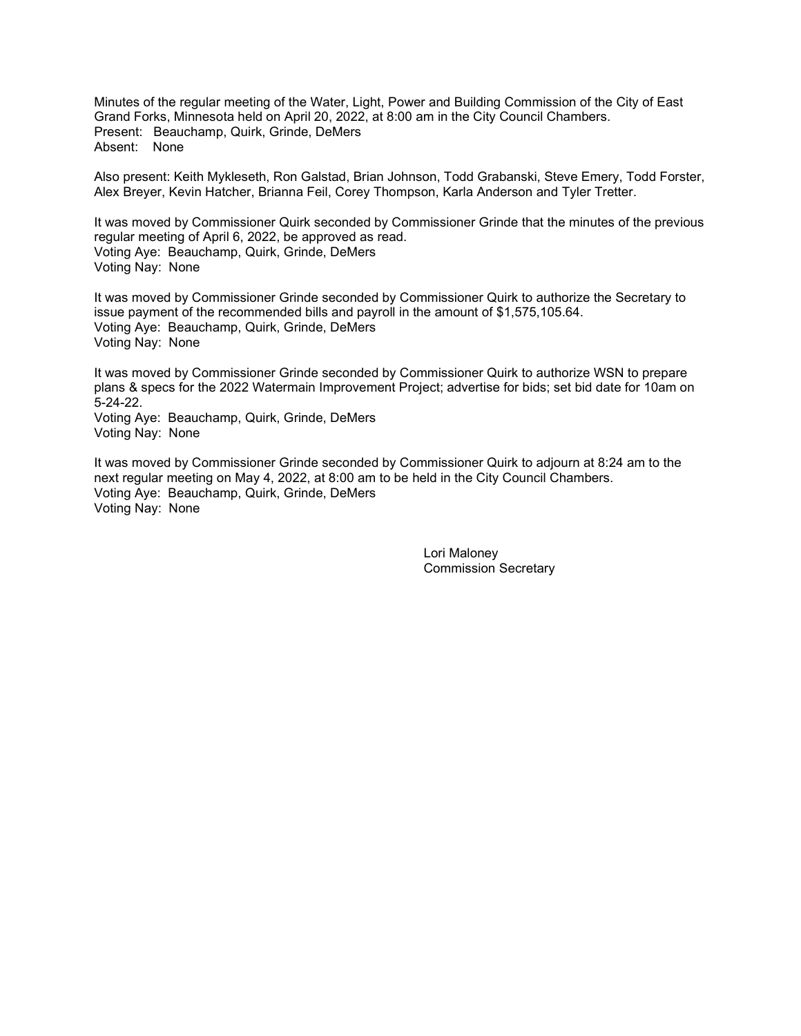Minutes of the regular meeting of the Water, Light, Power and Building Commission of the City of East Grand Forks, Minnesota held on April 20, 2022, at 8:00 am in the City Council Chambers.
Present: Beauchamp, Quirk, Grinde, DeMers
Absent: None

Also present: Keith Mykleseth, Ron Galstad, Brian Johnson, Todd Grabanski, Steve Emery, Todd Forster, Alex Breyer, Kevin Hatcher, Brianna Feil, Corey Thompson, Karla Anderson and Tyler Tretter.

It was moved by Commissioner Quirk seconded by Commissioner Grinde that the minutes of the previous regular meeting of April 6, 2022, be approved as read.
Voting Aye: Beauchamp, Quirk, Grinde, DeMers
Voting Nay: None

It was moved by Commissioner Grinde seconded by Commissioner Quirk to authorize the Secretary to issue payment of the recommended bills and payroll in the amount of $1,575,105.64.
Voting Aye: Beauchamp, Quirk, Grinde, DeMers
Voting Nay: None

It was moved by Commissioner Grinde seconded by Commissioner Quirk to authorize WSN to prepare plans & specs for the 2022 Watermain Improvement Project; advertise for bids; set bid date for 10am on 5-24-22.
Voting Aye: Beauchamp, Quirk, Grinde, DeMers
Voting Nay: None

It was moved by Commissioner Grinde seconded by Commissioner Quirk to adjourn at 8:24 am to the next regular meeting on May 4, 2022, at 8:00 am to be held in the City Council Chambers.
Voting Aye: Beauchamp, Quirk, Grinde, DeMers
Voting Nay: None

Lori Maloney
Commission Secretary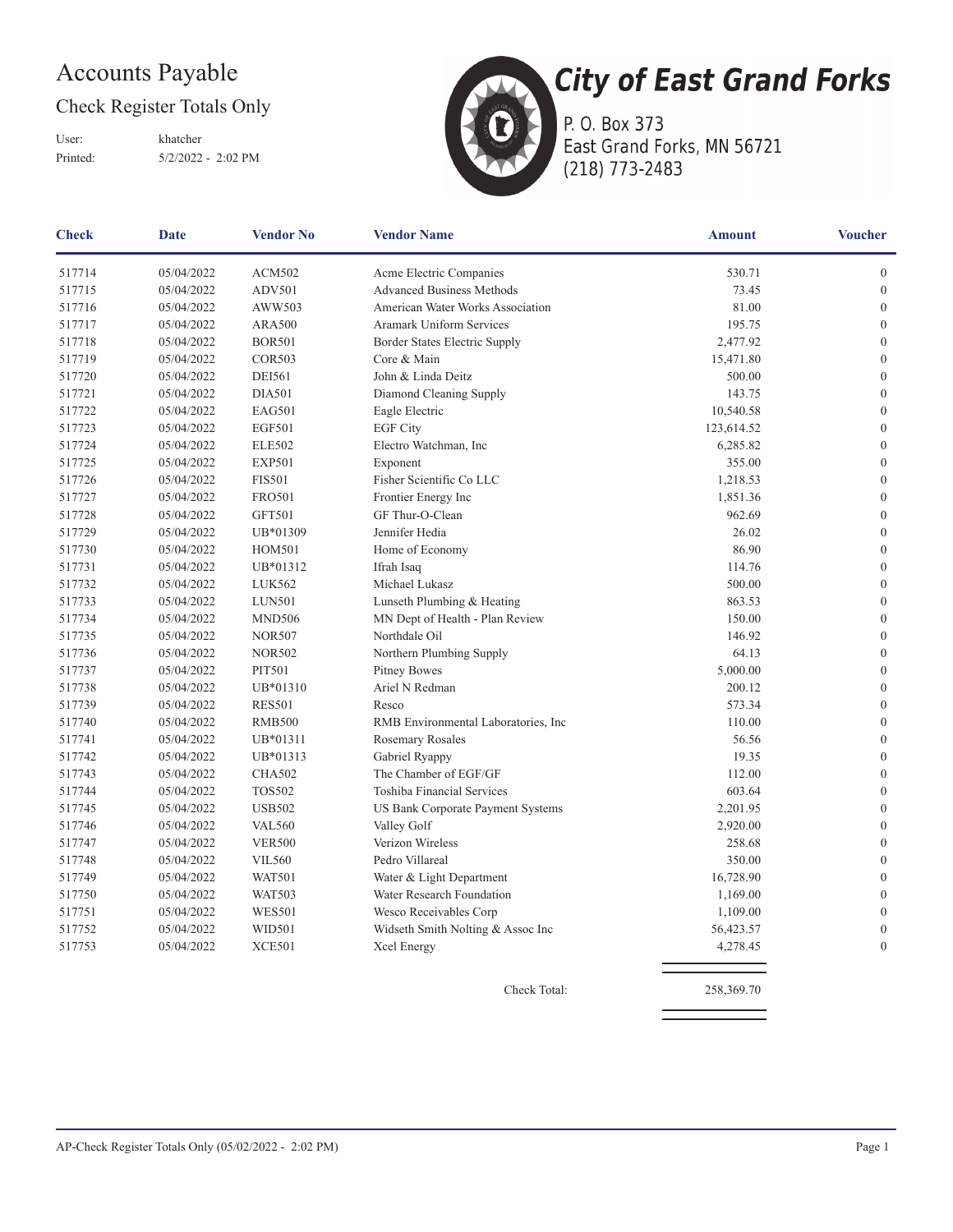# Accounts Payable

## Check Register Totals Only

User: khatcher
Printed: 5/2/2022 - 2:02 PM

**City of East Grand Forks**
P. O. Box 373
East Grand Forks, MN 56721
(218) 773-2483

| Check | Date | Vendor No | Vendor Name | Amount | Voucher |
|---|---|---|---|---|---|
| 517714 | 05/04/2022 | ACM502 | Acme Electric Companies | 530.71 | 0 |
| 517715 | 05/04/2022 | ADV501 | Advanced Business Methods | 73.45 | 0 |
| 517716 | 05/04/2022 | AWW503 | American Water Works Association | 81.00 | 0 |
| 517717 | 05/04/2022 | ARA500 | Aramark Uniform Services | 195.75 | 0 |
| 517718 | 05/04/2022 | BOR501 | Border States Electric Supply | 2,477.92 | 0 |
| 517719 | 05/04/2022 | COR503 | Core & Main | 15,471.80 | 0 |
| 517720 | 05/04/2022 | DEI561 | John & Linda Deitz | 500.00 | 0 |
| 517721 | 05/04/2022 | DIA501 | Diamond Cleaning Supply | 143.75 | 0 |
| 517722 | 05/04/2022 | EAG501 | Eagle Electric | 10,540.58 | 0 |
| 517723 | 05/04/2022 | EGF501 | EGF City | 123,614.52 | 0 |
| 517724 | 05/04/2022 | ELE502 | Electro Watchman, Inc | 6,285.82 | 0 |
| 517725 | 05/04/2022 | EXP501 | Exponent | 355.00 | 0 |
| 517726 | 05/04/2022 | FIS501 | Fisher Scientific Co LLC | 1,218.53 | 0 |
| 517727 | 05/04/2022 | FRO501 | Frontier Energy Inc | 1,851.36 | 0 |
| 517728 | 05/04/2022 | GFT501 | GF Thur-O-Clean | 962.69 | 0 |
| 517729 | 05/04/2022 | UB*01309 | Jennifer Hedia | 26.02 | 0 |
| 517730 | 05/04/2022 | HOM501 | Home of Economy | 86.90 | 0 |
| 517731 | 05/04/2022 | UB*01312 | Ifrah Isaq | 114.76 | 0 |
| 517732 | 05/04/2022 | LUK562 | Michael Lukasz | 500.00 | 0 |
| 517733 | 05/04/2022 | LUN501 | Lunseth Plumbing & Heating | 863.53 | 0 |
| 517734 | 05/04/2022 | MND506 | MN Dept of Health - Plan Review | 150.00 | 0 |
| 517735 | 05/04/2022 | NOR507 | Northdale Oil | 146.92 | 0 |
| 517736 | 05/04/2022 | NOR502 | Northern Plumbing Supply | 64.13 | 0 |
| 517737 | 05/04/2022 | PIT501 | Pitney Bowes | 5,000.00 | 0 |
| 517738 | 05/04/2022 | UB*01310 | Ariel N Redman | 200.12 | 0 |
| 517739 | 05/04/2022 | RES501 | Resco | 573.34 | 0 |
| 517740 | 05/04/2022 | RMB500 | RMB Environmental Laboratories, Inc | 110.00 | 0 |
| 517741 | 05/04/2022 | UB*01311 | Rosemary Rosales | 56.56 | 0 |
| 517742 | 05/04/2022 | UB*01313 | Gabriel Ryappy | 19.35 | 0 |
| 517743 | 05/04/2022 | CHA502 | The Chamber of EGF/GF | 112.00 | 0 |
| 517744 | 05/04/2022 | TOS502 | Toshiba Financial Services | 603.64 | 0 |
| 517745 | 05/04/2022 | USB502 | US Bank Corporate Payment Systems | 2,201.95 | 0 |
| 517746 | 05/04/2022 | VAL560 | Valley Golf | 2,920.00 | 0 |
| 517747 | 05/04/2022 | VER500 | Verizon Wireless | 258.68 | 0 |
| 517748 | 05/04/2022 | VIL560 | Pedro Villareal | 350.00 | 0 |
| 517749 | 05/04/2022 | WAT501 | Water & Light Department | 16,728.90 | 0 |
| 517750 | 05/04/2022 | WAT503 | Water Research Foundation | 1,169.00 | 0 |
| 517751 | 05/04/2022 | WES501 | Wesco Receivables Corp | 1,109.00 | 0 |
| 517752 | 05/04/2022 | WID501 | Widseth Smith Nolting & Assoc Inc | 56,423.57 | 0 |
| 517753 | 05/04/2022 | XCE501 | Xcel Energy | 4,278.45 | 0 |
| | | | Check Total: | 258,369.70 | |

AP-Check Register Totals Only (05/02/2022 - 2:02 PM)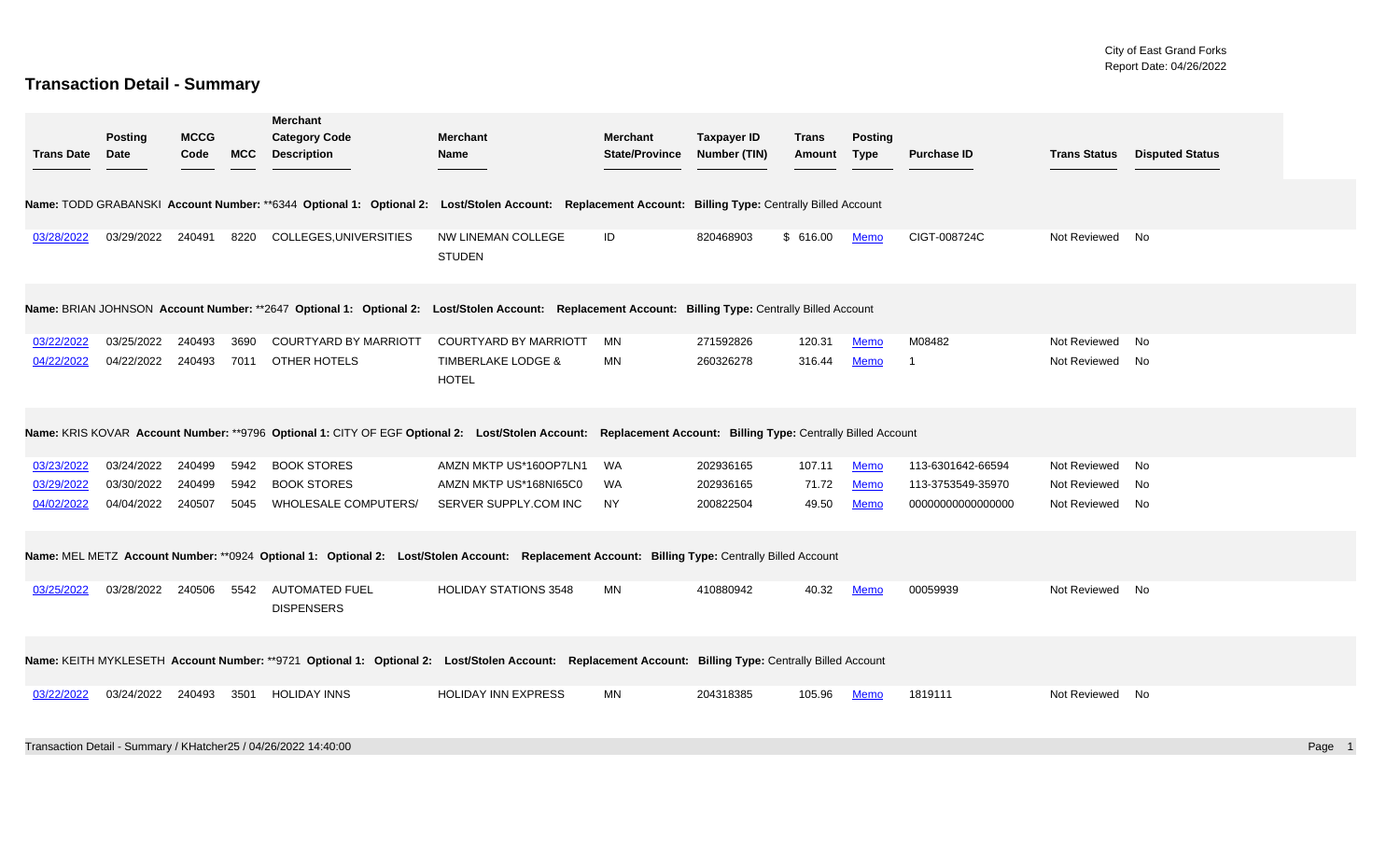City of East Grand Forks
Report Date: 04/26/2022

# Transaction Detail - Summary

| Trans Date | Posting Date | MCCG Code | MCC | Merchant Category Code Description | Merchant Name | Merchant State/Province | Taxpayer ID Number (TIN) | Trans Amount | Posting Type | Purchase ID | Trans Status | Disputed Status |
|---|---|---|---|---|---|---|---|---|---|---|---|---|
| **Name:** TODD GRABANSKI **Account Number:** **6344 **Optional 1:** **Optional 2:** **Lost/Stolen Account:** **Replacement Account:** **Billing Type:** Centrally Billed Account | | | | | | | | | | | | |
| 03/28/2022 | 03/29/2022 | 240491 | 8220 | COLLEGES,UNIVERSITIES | NW LINEMAN COLLEGE STUDEN | ID | 820468903 | $ 616.00 | Memo | CIGT-008724C | Not Reviewed | No |
| **Name:** BRIAN JOHNSON **Account Number:** **2647 **Optional 1:** **Optional 2:** **Lost/Stolen Account:** **Replacement Account:** **Billing Type:** Centrally Billed Account | | | | | | | | | | | | |
| 03/22/2022 | 03/25/2022 | 240493 | 3690 | COURTYARD BY MARRIOTT | COURTYARD BY MARRIOTT | MN | 271592826 | 120.31 | Memo | M08482 | Not Reviewed | No |
| 04/22/2022 | 04/22/2022 | 240493 | 7011 | OTHER HOTELS | TIMBERLAKE LODGE & HOTEL | MN | 260326278 | 316.44 | Memo | 1 | Not Reviewed | No |
| **Name:** KRIS KOVAR **Account Number:** **9796 **Optional 1:** CITY OF EGF **Optional 2:** **Lost/Stolen Account:** **Replacement Account:** **Billing Type:** Centrally Billed Account | | | | | | | | | | | | |
| 03/23/2022 | 03/24/2022 | 240499 | 5942 | BOOK STORES | AMZN MKTP US*160OP7LN1 | WA | 202936165 | 107.11 | Memo | 113-6301642-66594 | Not Reviewed | No |
| 03/29/2022 | 03/30/2022 | 240499 | 5942 | BOOK STORES | AMZN MKTP US*168NI65C0 | WA | 202936165 | 71.72 | Memo | 113-3753549-35970 | Not Reviewed | No |
| 04/02/2022 | 04/04/2022 | 240507 | 5045 | WHOLESALE COMPUTERS/ | SERVER SUPPLY.COM INC | NY | 200822504 | 49.50 | Memo | 00000000000000000 | Not Reviewed | No |
| **Name:** MEL METZ **Account Number:** **0924 **Optional 1:** **Optional 2:** **Lost/Stolen Account:** **Replacement Account:** **Billing Type:** Centrally Billed Account | | | | | | | | | | | | |
| 03/25/2022 | 03/28/2022 | 240506 | 5542 | AUTOMATED FUEL DISPENSERS | HOLIDAY STATIONS 3548 | MN | 410880942 | 40.32 | Memo | 00059939 | Not Reviewed | No |
| **Name:** KEITH MYKLESETH **Account Number:** **9721 **Optional 1:** **Optional 2:** **Lost/Stolen Account:** **Replacement Account:** **Billing Type:** Centrally Billed Account | | | | | | | | | | | | |
| 03/22/2022 | 03/24/2022 | 240493 | 3501 | HOLIDAY INNS | HOLIDAY INN EXPRESS | MN | 204318385 | 105.96 | Memo | 1819111 | Not Reviewed | No |

Transaction Detail - Summary / KHatcher25 / 04/26/2022 14:40:00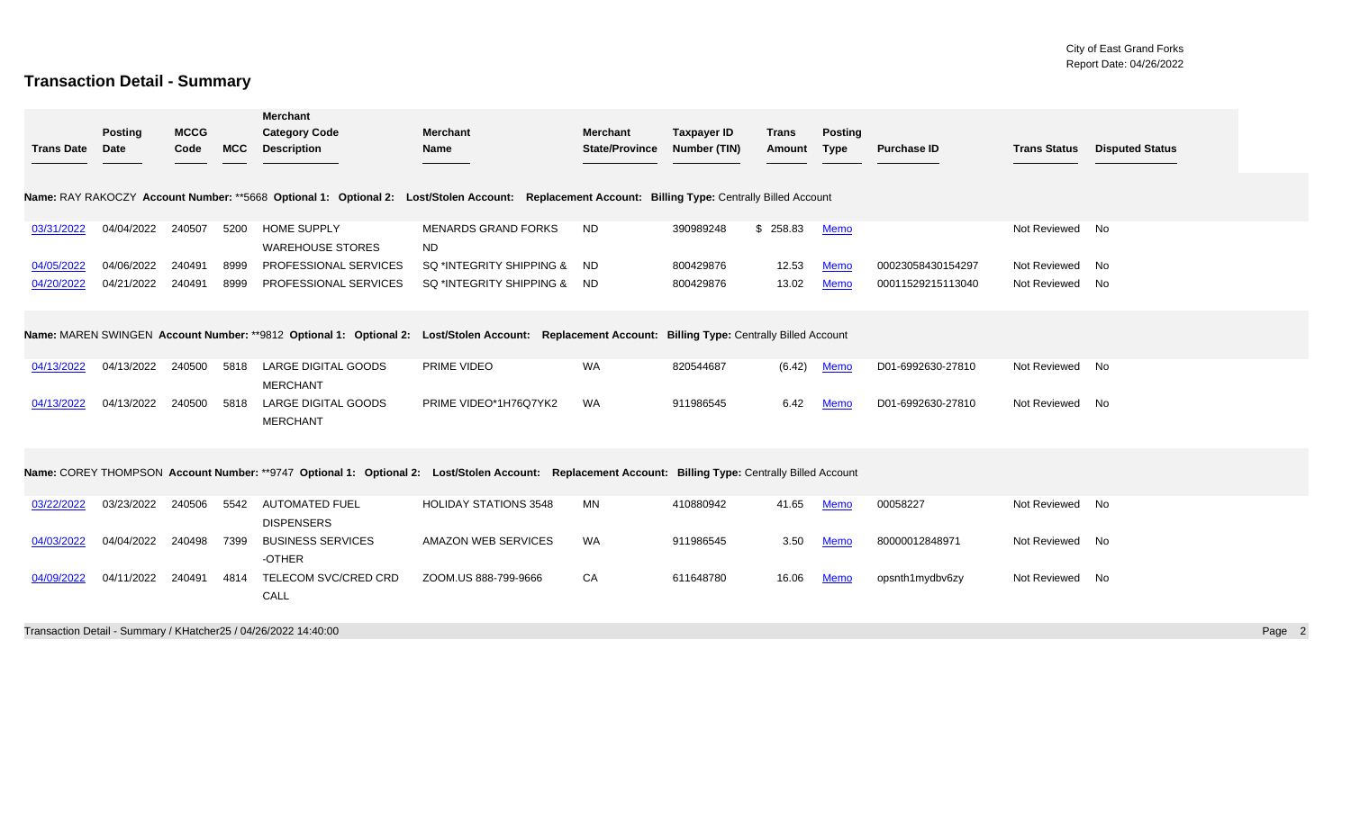City of East Grand Forks
Report Date: 04/26/2022

# Transaction Detail - Summary

| Trans Date | Posting Date | MCCG Code | MCC | Merchant Category Code Description | Merchant Name | Merchant State/Province | Taxpayer ID Number (TIN) | Trans Amount | Posting Type | Purchase ID | Trans Status | Disputed Status |
|---|---|---|---|---|---|---|---|---|---|---|---|---|
| **Name:** RAY RAKOCZY **Account Number:** **5668 **Optional 1: Optional 2: Lost/Stolen Account: Replacement Account: Billing Type:** Centrally Billed Account | | | | | | | | | | | | |
| 03/31/2022 | 04/04/2022 | 240507 | 5200 | HOME SUPPLY WAREHOUSE STORES | MENARDS GRAND FORKS ND | ND | 390989248 | $ 258.83 | Memo | | Not Reviewed | No |
| 04/05/2022 | 04/06/2022 | 240491 | 8999 | PROFESSIONAL SERVICES | SQ *INTEGRITY SHIPPING & | ND | 800429876 | 12.53 | Memo | 00023058430154297 | Not Reviewed | No |
| 04/20/2022 | 04/21/2022 | 240491 | 8999 | PROFESSIONAL SERVICES | SQ *INTEGRITY SHIPPING & | ND | 800429876 | 13.02 | Memo | 00011529215113040 | Not Reviewed | No |
| **Name:** MAREN SWINGEN **Account Number:** **9812 **Optional 1: Optional 2: Lost/Stolen Account: Replacement Account: Billing Type:** Centrally Billed Account | | | | | | | | | | | | |
| 04/13/2022 | 04/13/2022 | 240500 | 5818 | LARGE DIGITAL GOODS MERCHANT | PRIME VIDEO | WA | 820544687 | (6.42) | Memo | D01-6992630-27810 | Not Reviewed | No |
| 04/13/2022 | 04/13/2022 | 240500 | 5818 | LARGE DIGITAL GOODS MERCHANT | PRIME VIDEO*1H76Q7YK2 | WA | 911986545 | 6.42 | Memo | D01-6992630-27810 | Not Reviewed | No |
| **Name:** COREY THOMPSON **Account Number:** **9747 **Optional 1: Optional 2: Lost/Stolen Account: Replacement Account: Billing Type:** Centrally Billed Account | | | | | | | | | | | | |
| 03/22/2022 | 03/23/2022 | 240506 | 5542 | AUTOMATED FUEL DISPENSERS | HOLIDAY STATIONS 3548 | MN | 410880942 | 41.65 | Memo | 00058227 | Not Reviewed | No |
| 04/03/2022 | 04/04/2022 | 240498 | 7399 | BUSINESS SERVICES -OTHER | AMAZON WEB SERVICES | WA | 911986545 | 3.50 | Memo | 80000012848971 | Not Reviewed | No |
| 04/09/2022 | 04/11/2022 | 240491 | 4814 | TELECOM SVC/CRED CRD CALL | ZOOM.US 888-799-9666 | CA | 611648780 | 16.06 | Memo | opsnth1mydbv6zy | Not Reviewed | No |

Transaction Detail - Summary / KHatcher25 / 04/26/2022 14:40:00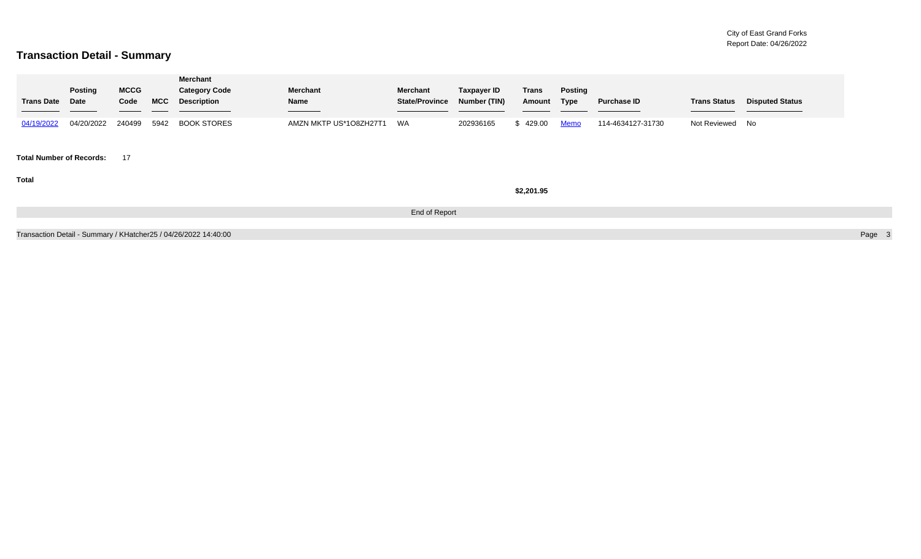City of East Grand Forks
Report Date: 04/26/2022

# Transaction Detail - Summary

| Trans Date | Posting Date | MCCG Code | MCC | Merchant Category Code Description | Merchant Name | Merchant State/Province | Taxpayer ID Number (TIN) | Trans Amount | Posting Type | Purchase ID | Trans Status | Disputed Status |
|---|---|---|---|---|---|---|---|---|---|---|---|---|
| 04/19/2022 | 04/20/2022 | 240499 | 5942 | BOOK STORES | AMZN MKTP US*1O8ZH27T1 | WA | 202936165 | $ 429.00 | Memo | 114-4634127-31730 | Not Reviewed | No |

**Total Number of Records:** 17

**Total**

**$2,201.95**

End of Report

Transaction Detail - Summary / KHatcher25 / 04/26/2022 14:40:00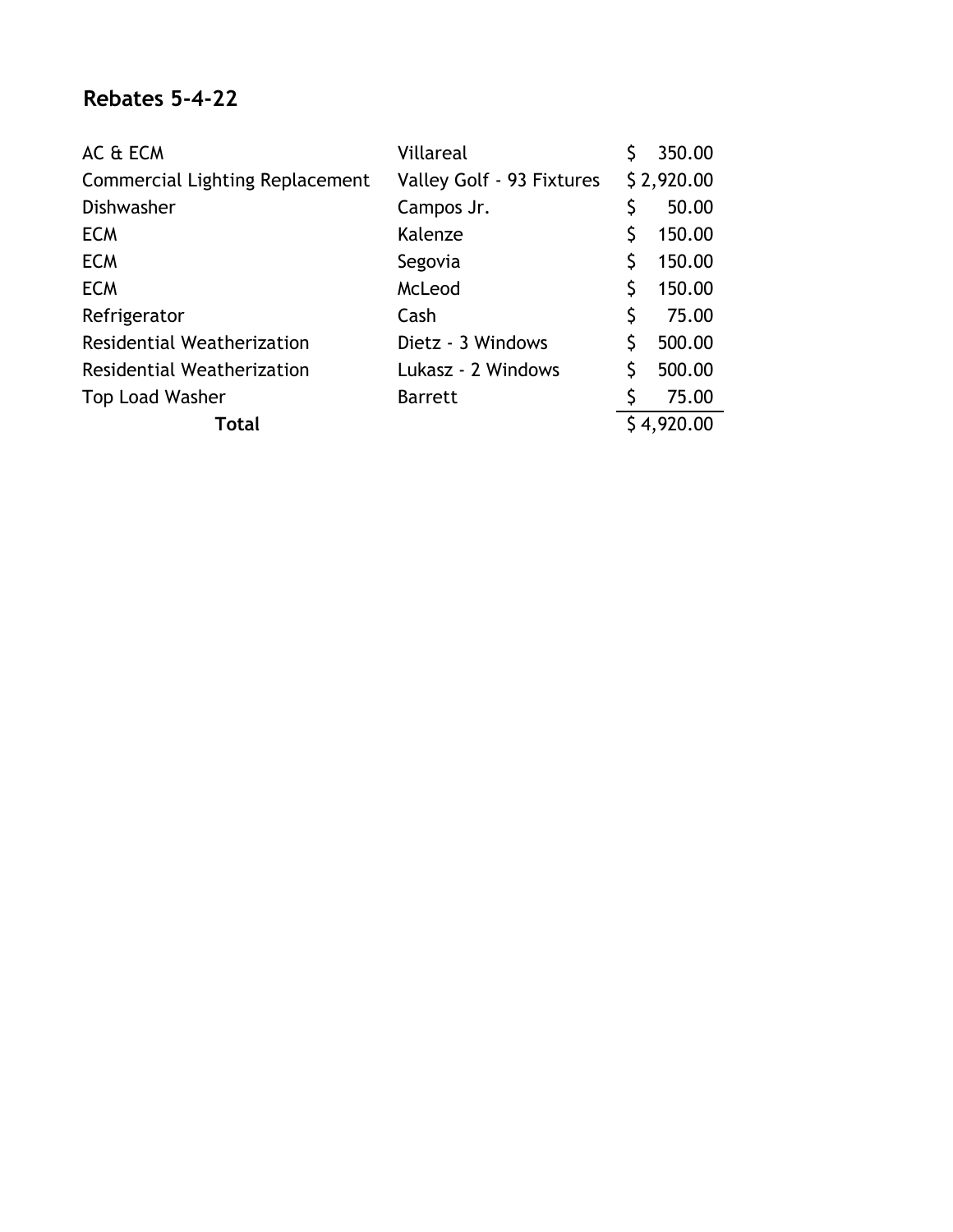## Rebates 5-4-22

| | | |
|---|---|---|
| AC & ECM | Villareal | $ 350.00 |
| Commercial Lighting Replacement | Valley Golf - 93 Fixtures | $ 2,920.00 |
| Dishwasher | Campos Jr. | $ 50.00 |
| ECM | Kalenze | $ 150.00 |
| ECM | Segovia | $ 150.00 |
| ECM | McLeod | $ 150.00 |
| Refrigerator | Cash | $ 75.00 |
| Residential Weatherization | Dietz - 3 Windows | $ 500.00 |
| Residential Weatherization | Lukasz - 2 Windows | $ 500.00 |
| Top Load Washer | Barrett | $ 75.00 |
| **Total** | | $ 4,920.00 |